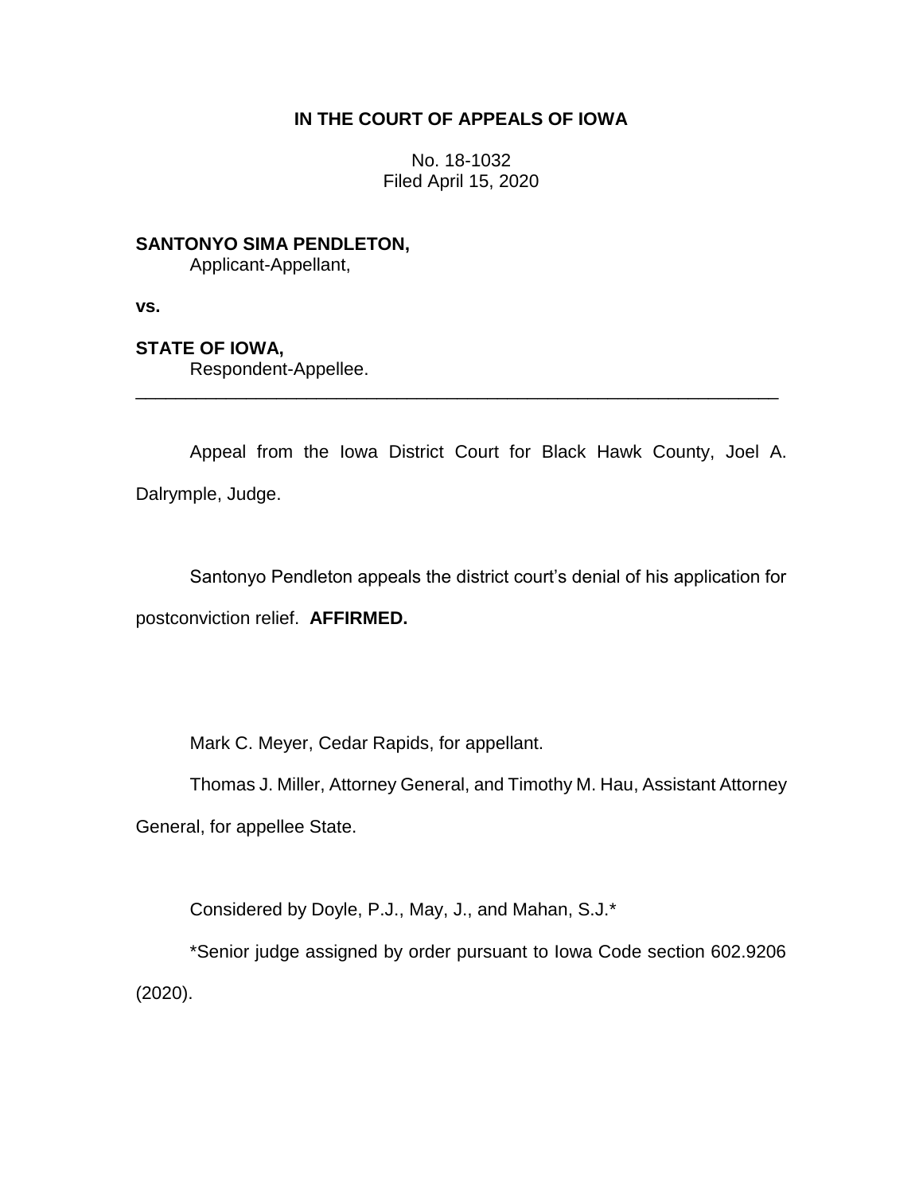# IN THE COURT OF APPEALS OF IOWA

No. 18-1032
Filed April 15, 2020

**SANTONYO SIMA PENDLETON,**
Applicant-Appellant,

**vs.**

**STATE OF IOWA,**
Respondent-Appellee.

---

Appeal from the Iowa District Court for Black Hawk County, Joel A. Dalrymple, Judge.

Santonyo Pendleton appeals the district court's denial of his application for postconviction relief. **AFFIRMED.**

Mark C. Meyer, Cedar Rapids, for appellant.

Thomas J. Miller, Attorney General, and Timothy M. Hau, Assistant Attorney General, for appellee State.

Considered by Doyle, P.J., May, J., and Mahan, S.J.*

*Senior judge assigned by order pursuant to Iowa Code section 602.9206 (2020).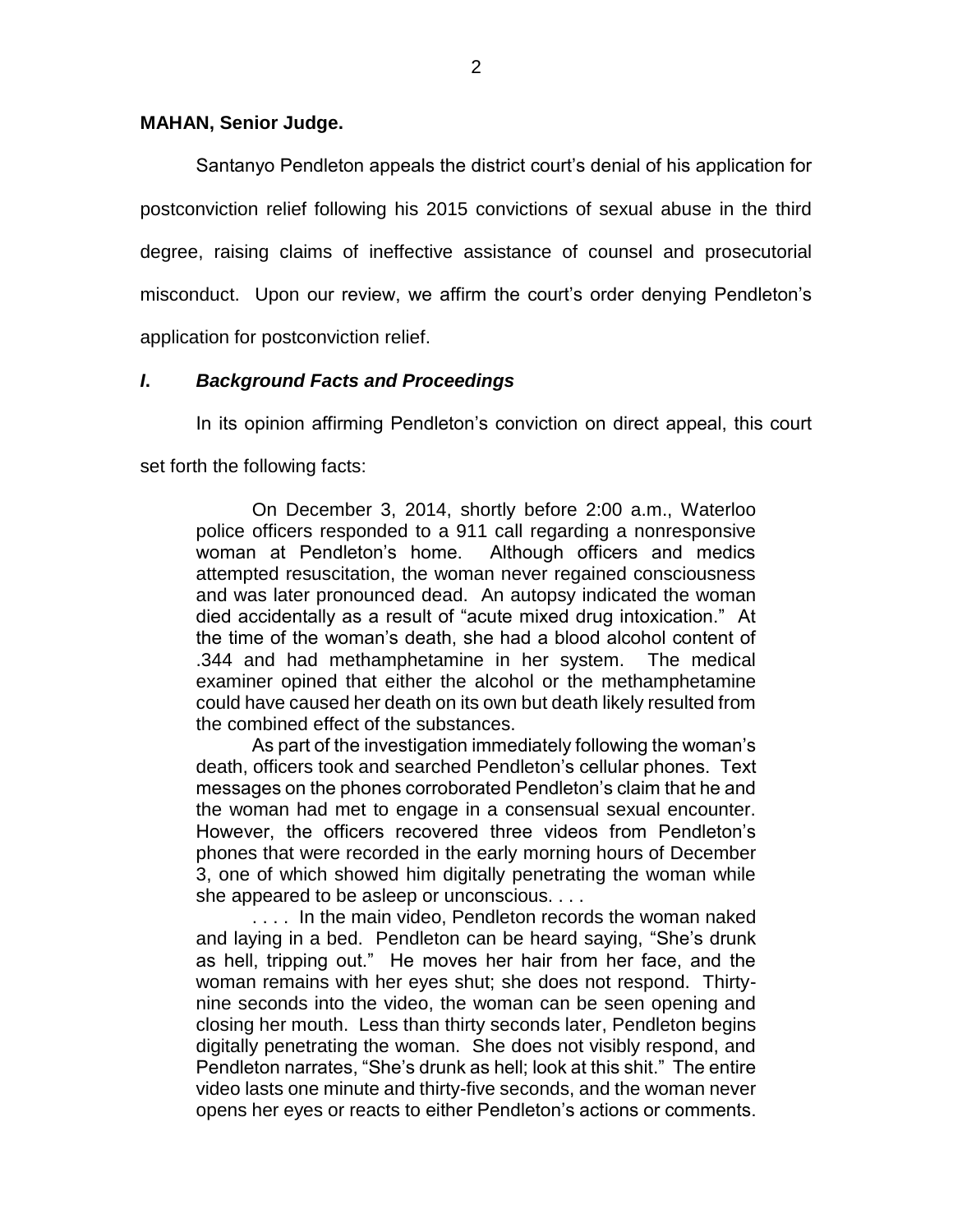**MAHAN, Senior Judge.**

Santanyo Pendleton appeals the district court's denial of his application for postconviction relief following his 2015 convictions of sexual abuse in the third degree, raising claims of ineffective assistance of counsel and prosecutorial misconduct. Upon our review, we affirm the court's order denying Pendleton's application for postconviction relief.

## *I. Background Facts and Proceedings*

In its opinion affirming Pendleton's conviction on direct appeal, this court set forth the following facts:

> On December 3, 2014, shortly before 2:00 a.m., Waterloo police officers responded to a 911 call regarding a nonresponsive woman at Pendleton's home. Although officers and medics attempted resuscitation, the woman never regained consciousness and was later pronounced dead. An autopsy indicated the woman died accidentally as a result of "acute mixed drug intoxication." At the time of the woman's death, she had a blood alcohol content of .344 and had methamphetamine in her system. The medical examiner opined that either the alcohol or the methamphetamine could have caused her death on its own but death likely resulted from the combined effect of the substances.
>
> As part of the investigation immediately following the woman's death, officers took and searched Pendleton's cellular phones. Text messages on the phones corroborated Pendleton's claim that he and the woman had met to engage in a consensual sexual encounter. However, the officers recovered three videos from Pendleton's phones that were recorded in the early morning hours of December 3, one of which showed him digitally penetrating the woman while she appeared to be asleep or unconscious. . . .
>
> . . . . In the main video, Pendleton records the woman naked and laying in a bed. Pendleton can be heard saying, "She's drunk as hell, tripping out." He moves her hair from her face, and the woman remains with her eyes shut; she does not respond. Thirty-nine seconds into the video, the woman can be seen opening and closing her mouth. Less than thirty seconds later, Pendleton begins digitally penetrating the woman. She does not visibly respond, and Pendleton narrates, "She's drunk as hell; look at this shit." The entire video lasts one minute and thirty-five seconds, and the woman never opens her eyes or reacts to either Pendleton's actions or comments.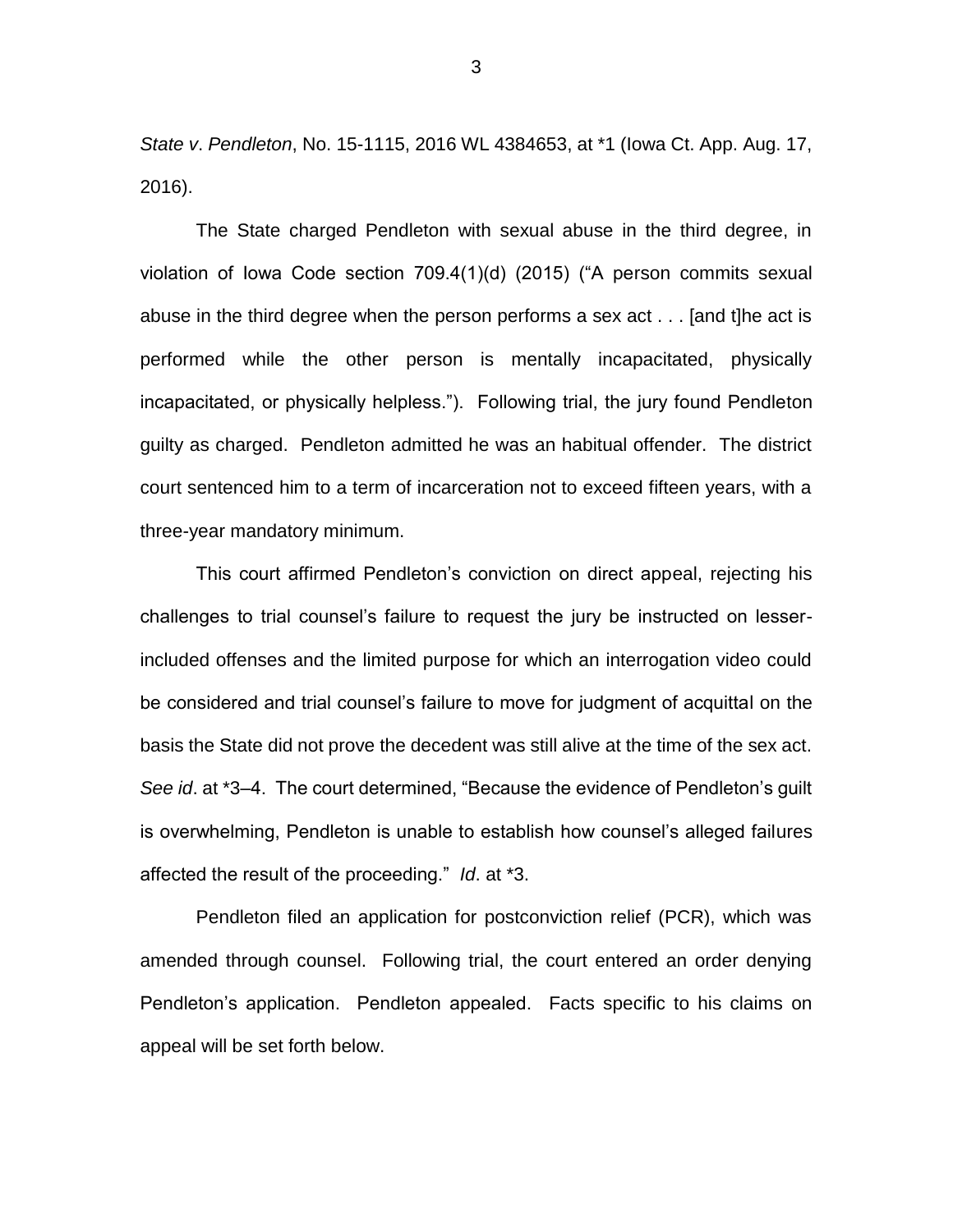*State v. Pendleton*, No. 15-1115, 2016 WL 4384653, at *1 (Iowa Ct. App. Aug. 17, 2016).

The State charged Pendleton with sexual abuse in the third degree, in violation of Iowa Code section 709.4(1)(d) (2015) ("A person commits sexual abuse in the third degree when the person performs a sex act . . . [and t]he act is performed while the other person is mentally incapacitated, physically incapacitated, or physically helpless."). Following trial, the jury found Pendleton guilty as charged. Pendleton admitted he was an habitual offender. The district court sentenced him to a term of incarceration not to exceed fifteen years, with a three-year mandatory minimum.

This court affirmed Pendleton's conviction on direct appeal, rejecting his challenges to trial counsel's failure to request the jury be instructed on lesser-included offenses and the limited purpose for which an interrogation video could be considered and trial counsel's failure to move for judgment of acquittal on the basis the State did not prove the decedent was still alive at the time of the sex act. *See id*. at *3–4. The court determined, "Because the evidence of Pendleton's guilt is overwhelming, Pendleton is unable to establish how counsel's alleged failures affected the result of the proceeding." *Id*. at *3.

Pendleton filed an application for postconviction relief (PCR), which was amended through counsel. Following trial, the court entered an order denying Pendleton's application. Pendleton appealed. Facts specific to his claims on appeal will be set forth below.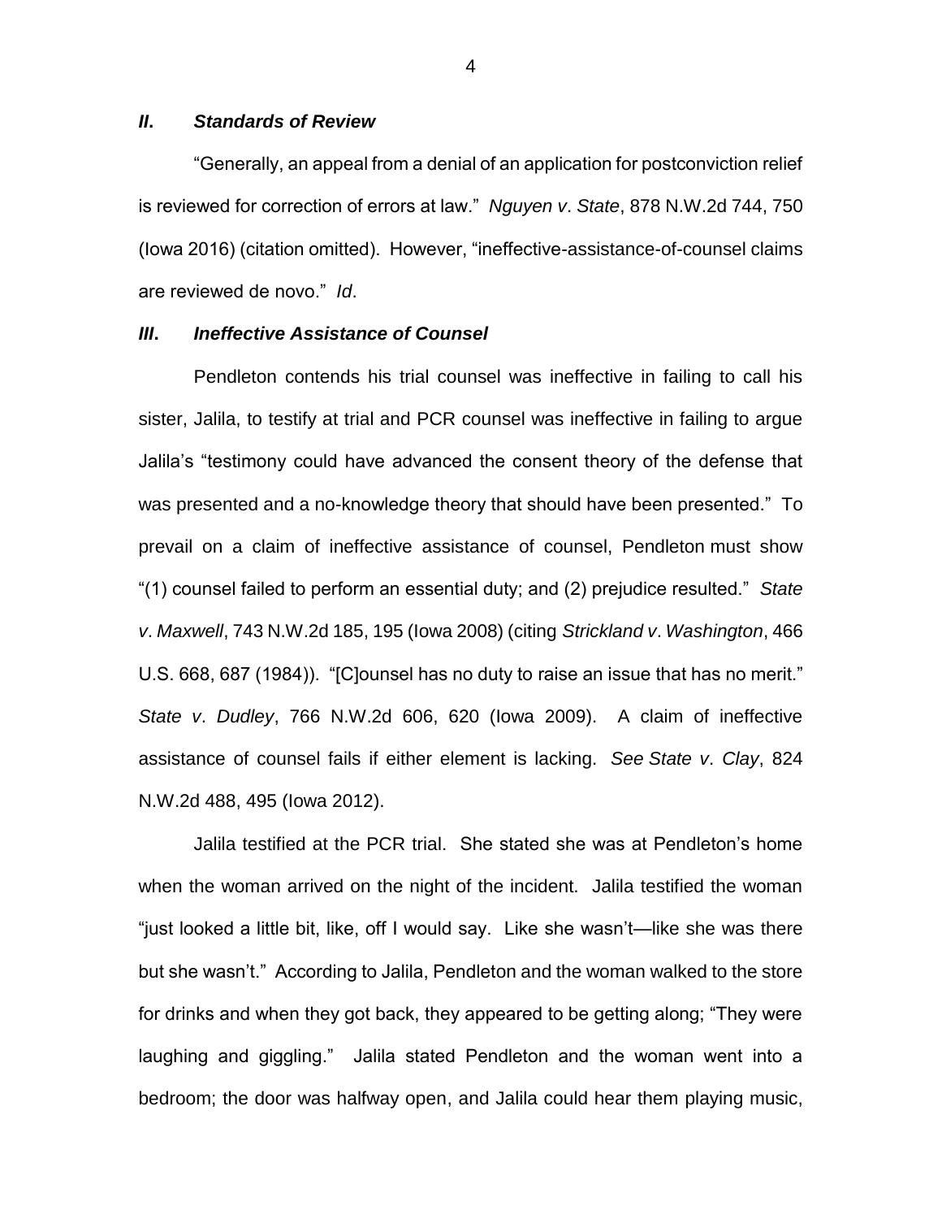### *II. Standards of Review*

"Generally, an appeal from a denial of an application for postconviction relief is reviewed for correction of errors at law." *Nguyen v. State*, 878 N.W.2d 744, 750 (Iowa 2016) (citation omitted). However, "ineffective-assistance-of-counsel claims are reviewed de novo." *Id*.

### *III. Ineffective Assistance of Counsel*

Pendleton contends his trial counsel was ineffective in failing to call his sister, Jalila, to testify at trial and PCR counsel was ineffective in failing to argue Jalila's "testimony could have advanced the consent theory of the defense that was presented and a no-knowledge theory that should have been presented." To prevail on a claim of ineffective assistance of counsel, Pendleton must show "(1) counsel failed to perform an essential duty; and (2) prejudice resulted." *State v. Maxwell*, 743 N.W.2d 185, 195 (Iowa 2008) (citing *Strickland v. Washington*, 466 U.S. 668, 687 (1984)). "[C]ounsel has no duty to raise an issue that has no merit." *State v. Dudley*, 766 N.W.2d 606, 620 (Iowa 2009). A claim of ineffective assistance of counsel fails if either element is lacking. *See State v. Clay*, 824 N.W.2d 488, 495 (Iowa 2012).

Jalila testified at the PCR trial. She stated she was at Pendleton's home when the woman arrived on the night of the incident. Jalila testified the woman "just looked a little bit, like, off I would say. Like she wasn't—like she was there but she wasn't." According to Jalila, Pendleton and the woman walked to the store for drinks and when they got back, they appeared to be getting along; "They were laughing and giggling." Jalila stated Pendleton and the woman went into a bedroom; the door was halfway open, and Jalila could hear them playing music,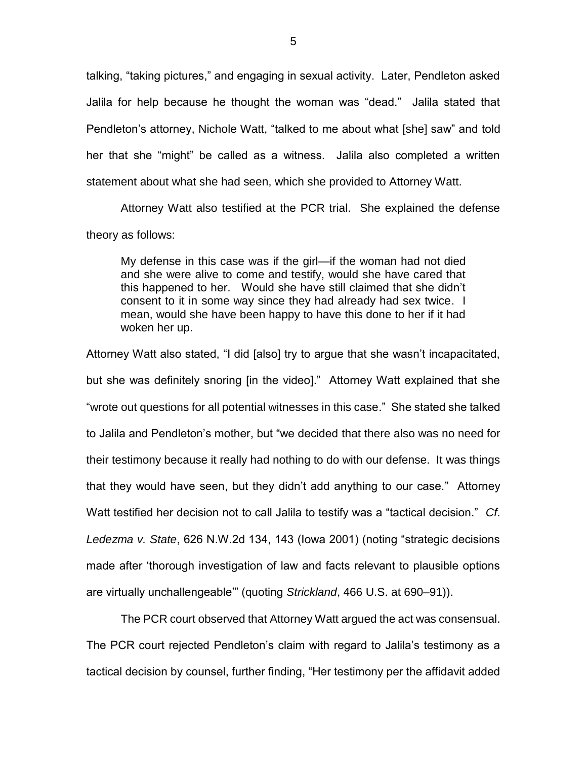talking, "taking pictures," and engaging in sexual activity. Later, Pendleton asked Jalila for help because he thought the woman was "dead." Jalila stated that Pendleton's attorney, Nichole Watt, "talked to me about what [she] saw" and told her that she "might" be called as a witness. Jalila also completed a written statement about what she had seen, which she provided to Attorney Watt.

Attorney Watt also testified at the PCR trial. She explained the defense theory as follows:

> My defense in this case was if the girl—if the woman had not died and she were alive to come and testify, would she have cared that this happened to her. Would she have still claimed that she didn't consent to it in some way since they had already had sex twice. I mean, would she have been happy to have this done to her if it had woken her up.

Attorney Watt also stated, "I did [also] try to argue that she wasn't incapacitated, but she was definitely snoring [in the video]." Attorney Watt explained that she "wrote out questions for all potential witnesses in this case." She stated she talked to Jalila and Pendleton's mother, but "we decided that there also was no need for their testimony because it really had nothing to do with our defense. It was things that they would have seen, but they didn't add anything to our case." Attorney Watt testified her decision not to call Jalila to testify was a "tactical decision." *Cf. Ledezma v. State*, 626 N.W.2d 134, 143 (Iowa 2001) (noting "strategic decisions made after 'thorough investigation of law and facts relevant to plausible options are virtually unchallengeable'" (quoting *Strickland*, 466 U.S. at 690–91)).

The PCR court observed that Attorney Watt argued the act was consensual. The PCR court rejected Pendleton's claim with regard to Jalila's testimony as a tactical decision by counsel, further finding, "Her testimony per the affidavit added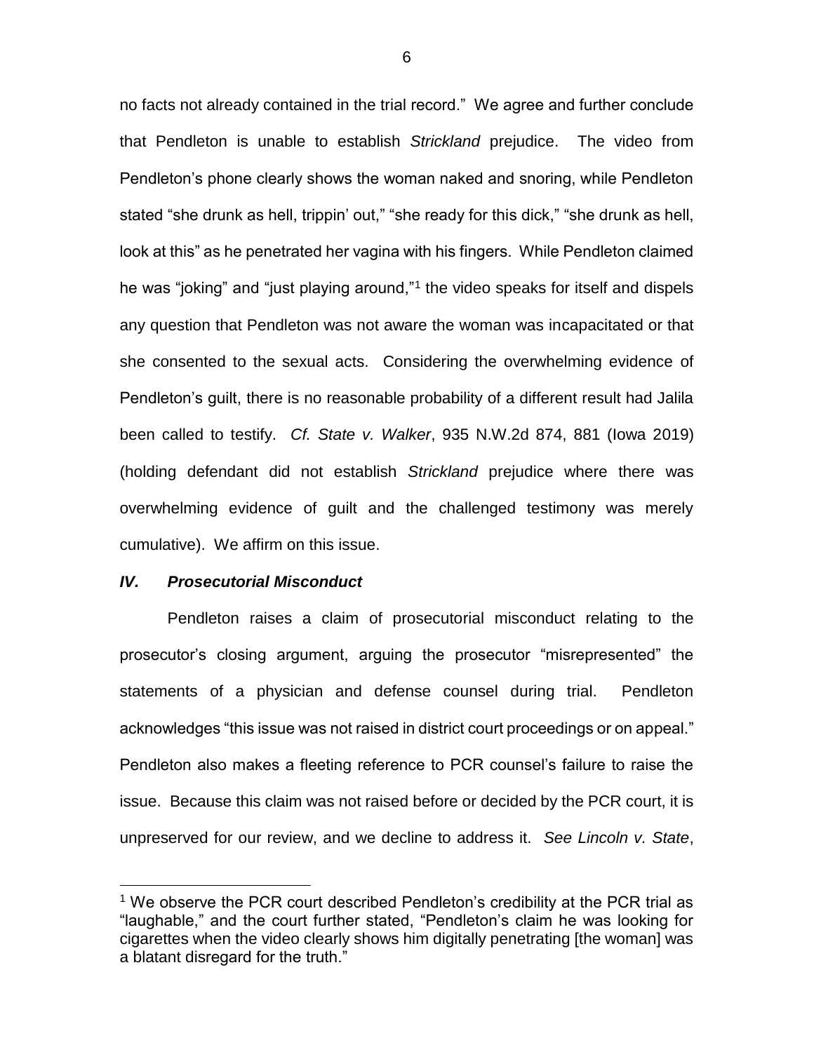no facts not already contained in the trial record." We agree and further conclude that Pendleton is unable to establish *Strickland* prejudice. The video from Pendleton's phone clearly shows the woman naked and snoring, while Pendleton stated "she drunk as hell, trippin' out," "she ready for this dick," "she drunk as hell, look at this" as he penetrated her vagina with his fingers. While Pendleton claimed he was "joking" and "just playing around,"[1] the video speaks for itself and dispels any question that Pendleton was not aware the woman was incapacitated or that she consented to the sexual acts. Considering the overwhelming evidence of Pendleton's guilt, there is no reasonable probability of a different result had Jalila been called to testify. *Cf. State v. Walker*, 935 N.W.2d 874, 881 (Iowa 2019) (holding defendant did not establish *Strickland* prejudice where there was overwhelming evidence of guilt and the challenged testimony was merely cumulative). We affirm on this issue.

### *IV. Prosecutorial Misconduct*

Pendleton raises a claim of prosecutorial misconduct relating to the prosecutor's closing argument, arguing the prosecutor "misrepresented" the statements of a physician and defense counsel during trial. Pendleton acknowledges "this issue was not raised in district court proceedings or on appeal." Pendleton also makes a fleeting reference to PCR counsel's failure to raise the issue. Because this claim was not raised before or decided by the PCR court, it is unpreserved for our review, and we decline to address it. *See Lincoln v. State*,

---

[1] We observe the PCR court described Pendleton's credibility at the PCR trial as "laughable," and the court further stated, "Pendleton's claim he was looking for cigarettes when the video clearly shows him digitally penetrating [the woman] was a blatant disregard for the truth."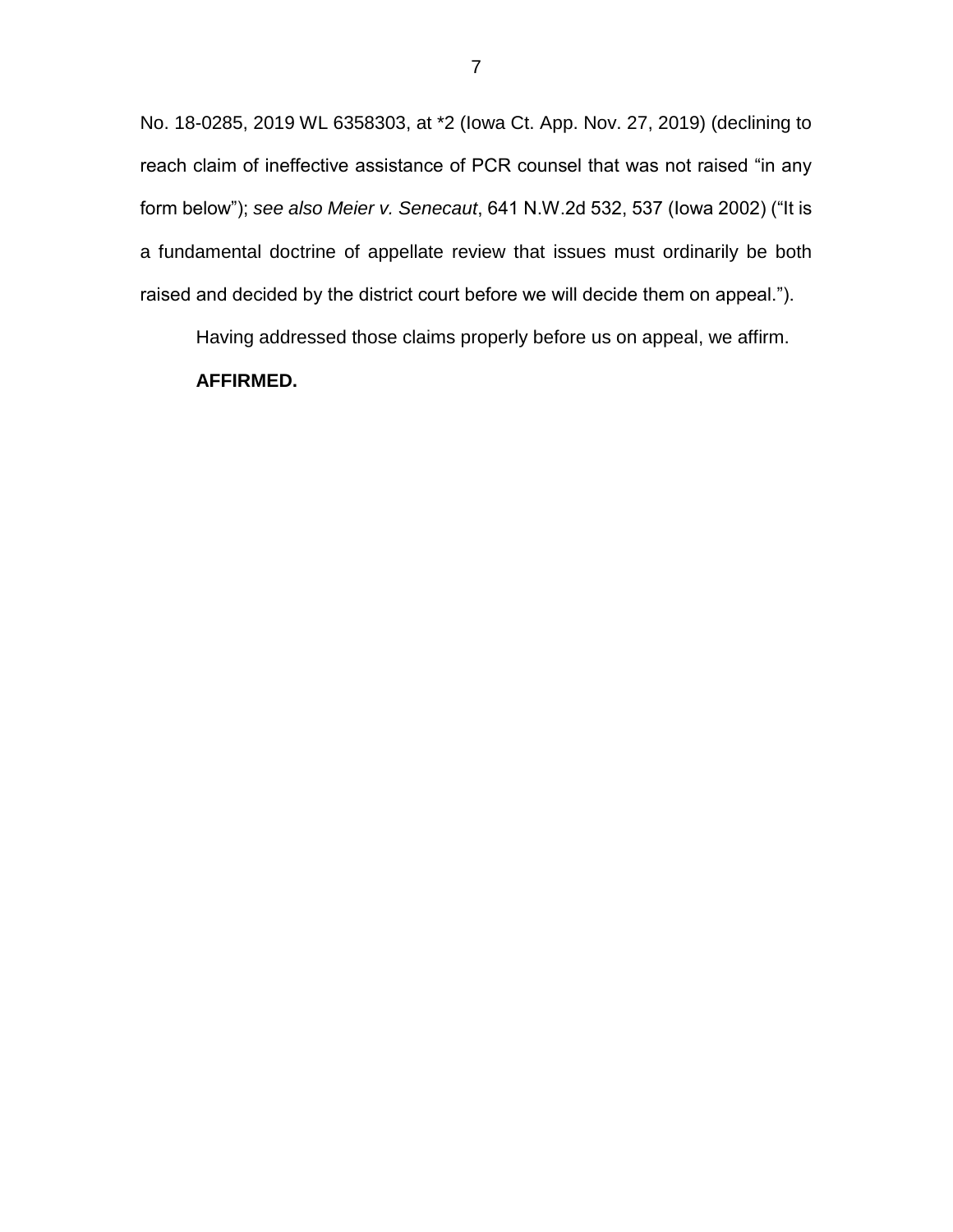No. 18-0285, 2019 WL 6358303, at *2 (Iowa Ct. App. Nov. 27, 2019) (declining to reach claim of ineffective assistance of PCR counsel that was not raised "in any form below"); *see also Meier v. Senecaut*, 641 N.W.2d 532, 537 (Iowa 2002) ("It is a fundamental doctrine of appellate review that issues must ordinarily be both raised and decided by the district court before we will decide them on appeal.").

Having addressed those claims properly before us on appeal, we affirm.

**AFFIRMED.**